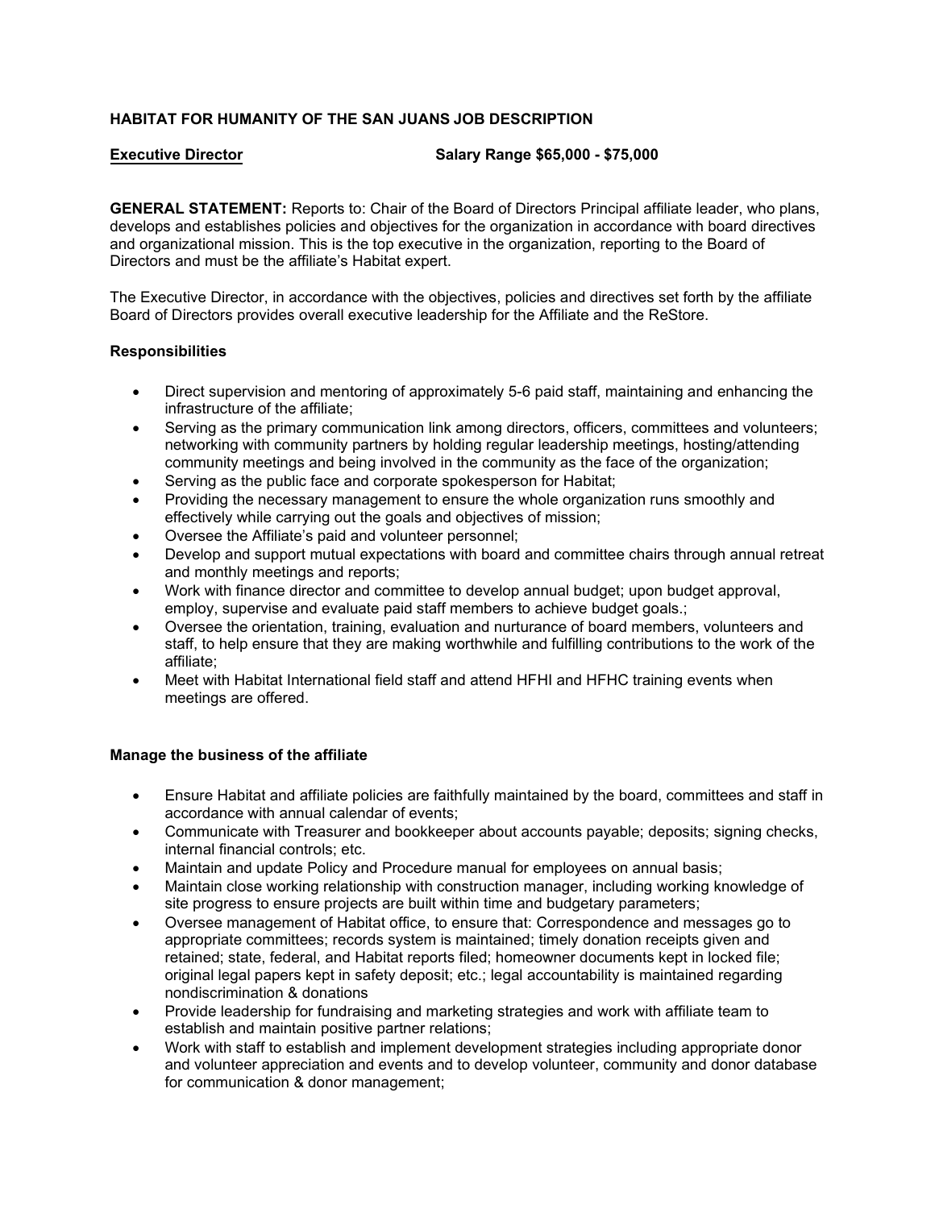# HABITAT FOR HUMANITY OF THE SAN JUANS JOB DESCRIPTION

**Executive Director** **Salary Range $65,000 - $75,000**

**GENERAL STATEMENT:** Reports to: Chair of the Board of Directors Principal affiliate leader, who plans, develops and establishes policies and objectives for the organization in accordance with board directives and organizational mission. This is the top executive in the organization, reporting to the Board of Directors and must be the affiliate's Habitat expert.

The Executive Director, in accordance with the objectives, policies and directives set forth by the affiliate Board of Directors provides overall executive leadership for the Affiliate and the ReStore.

### Responsibilities

- Direct supervision and mentoring of approximately 5-6 paid staff, maintaining and enhancing the infrastructure of the affiliate;
- Serving as the primary communication link among directors, officers, committees and volunteers; networking with community partners by holding regular leadership meetings, hosting/attending community meetings and being involved in the community as the face of the organization;
- Serving as the public face and corporate spokesperson for Habitat;
- Providing the necessary management to ensure the whole organization runs smoothly and effectively while carrying out the goals and objectives of mission;
- Oversee the Affiliate's paid and volunteer personnel;
- Develop and support mutual expectations with board and committee chairs through annual retreat and monthly meetings and reports;
- Work with finance director and committee to develop annual budget; upon budget approval, employ, supervise and evaluate paid staff members to achieve budget goals.;
- Oversee the orientation, training, evaluation and nurturance of board members, volunteers and staff, to help ensure that they are making worthwhile and fulfilling contributions to the work of the affiliate;
- Meet with Habitat International field staff and attend HFHI and HFHC training events when meetings are offered.

### Manage the business of the affiliate

- Ensure Habitat and affiliate policies are faithfully maintained by the board, committees and staff in accordance with annual calendar of events;
- Communicate with Treasurer and bookkeeper about accounts payable; deposits; signing checks, internal financial controls; etc.
- Maintain and update Policy and Procedure manual for employees on annual basis;
- Maintain close working relationship with construction manager, including working knowledge of site progress to ensure projects are built within time and budgetary parameters;
- Oversee management of Habitat office, to ensure that: Correspondence and messages go to appropriate committees; records system is maintained; timely donation receipts given and retained; state, federal, and Habitat reports filed; homeowner documents kept in locked file; original legal papers kept in safety deposit; etc.; legal accountability is maintained regarding nondiscrimination & donations
- Provide leadership for fundraising and marketing strategies and work with affiliate team to establish and maintain positive partner relations;
- Work with staff to establish and implement development strategies including appropriate donor and volunteer appreciation and events and to develop volunteer, community and donor database for communication & donor management;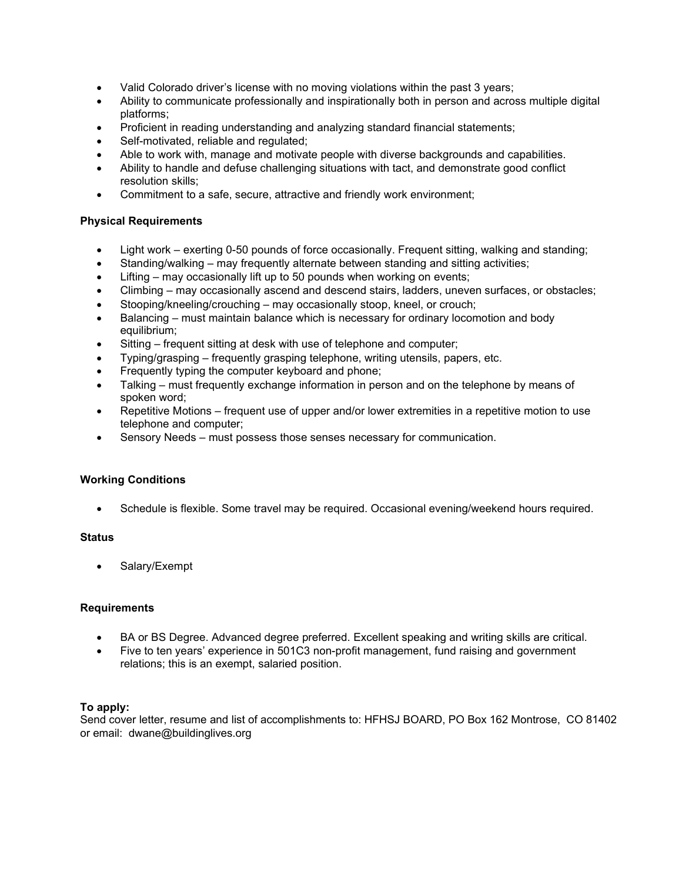- Valid Colorado driver's license with no moving violations within the past 3 years;
- Ability to communicate professionally and inspirationally both in person and across multiple digital platforms;
- Proficient in reading understanding and analyzing standard financial statements;
- Self-motivated, reliable and regulated;
- Able to work with, manage and motivate people with diverse backgrounds and capabilities.
- Ability to handle and defuse challenging situations with tact, and demonstrate good conflict resolution skills;
- Commitment to a safe, secure, attractive and friendly work environment;

**Physical Requirements**

- Light work – exerting 0-50 pounds of force occasionally. Frequent sitting, walking and standing;
- Standing/walking – may frequently alternate between standing and sitting activities;
- Lifting – may occasionally lift up to 50 pounds when working on events;
- Climbing – may occasionally ascend and descend stairs, ladders, uneven surfaces, or obstacles;
- Stooping/kneeling/crouching – may occasionally stoop, kneel, or crouch;
- Balancing – must maintain balance which is necessary for ordinary locomotion and body equilibrium;
- Sitting – frequent sitting at desk with use of telephone and computer;
- Typing/grasping – frequently grasping telephone, writing utensils, papers, etc.
- Frequently typing the computer keyboard and phone;
- Talking – must frequently exchange information in person and on the telephone by means of spoken word;
- Repetitive Motions – frequent use of upper and/or lower extremities in a repetitive motion to use telephone and computer;
- Sensory Needs – must possess those senses necessary for communication.

**Working Conditions**

- Schedule is flexible. Some travel may be required. Occasional evening/weekend hours required.

**Status**

- Salary/Exempt

**Requirements**

- BA or BS Degree. Advanced degree preferred. Excellent speaking and writing skills are critical.
- Five to ten years' experience in 501C3 non-profit management, fund raising and government relations; this is an exempt, salaried position.

**To apply:**
Send cover letter, resume and list of accomplishments to: HFHSJ BOARD, PO Box 162 Montrose, CO 81402 or email: dwane@buildinglives.org